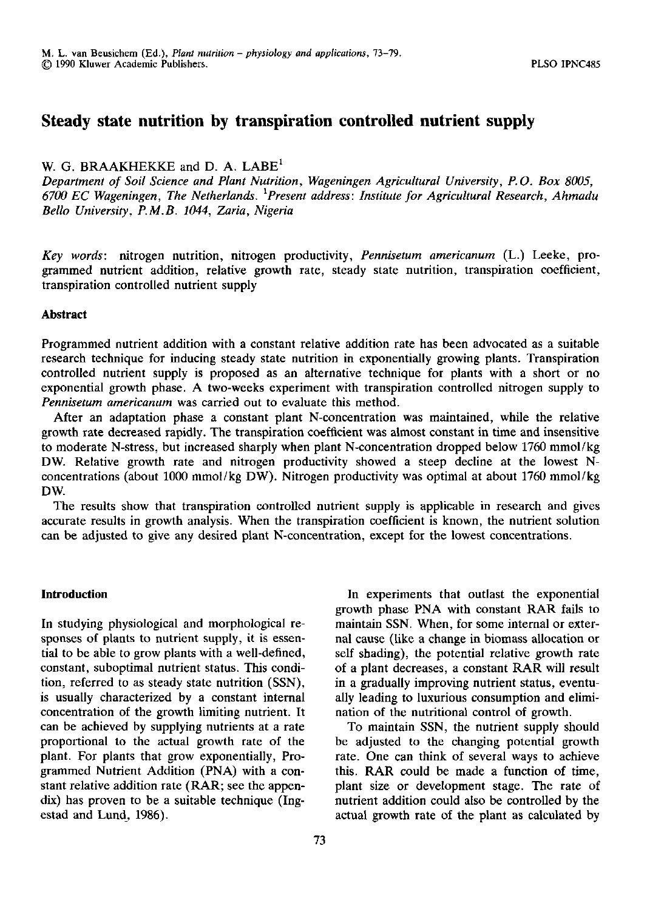# Steady state nutrition by transpiration controlled nutrient supply

W. G. BRAAKHEKKE and D. A. LABE[1]

*Department of Soil Science and Plant Nutrition, Wageningen Agricultural University, P.O. Box 8005, 6700 EC Wageningen, The Netherlands.* [1]*Present address: Institute for Agricultural Research, Ahmadu Bello University, P.M.B. 1044, Zaria, Nigeria*

*Key words:* nitrogen nutrition, nitrogen productivity, *Pennisetum americanum* (L.) Leeke, programmed nutrient addition, relative growth rate, steady state nutrition, transpiration coefficient, transpiration controlled nutrient supply

## Abstract

Programmed nutrient addition with a constant relative addition rate has been advocated as a suitable research technique for inducing steady state nutrition in exponentially growing plants. Transpiration controlled nutrient supply is proposed as an alternative technique for plants with a short or no exponential growth phase. A two-weeks experiment with transpiration controlled nitrogen supply to *Pennisetum americanum* was carried out to evaluate this method.

After an adaptation phase a constant plant N-concentration was maintained, while the relative growth rate decreased rapidly. The transpiration coefficient was almost constant in time and insensitive to moderate N-stress, but increased sharply when plant N-concentration dropped below 1760 mmol/kg DW. Relative growth rate and nitrogen productivity showed a steep decline at the lowest N-concentrations (about 1000 mmol/kg DW). Nitrogen productivity was optimal at about 1760 mmol/kg DW.

The results show that transpiration controlled nutrient supply is applicable in research and gives accurate results in growth analysis. When the transpiration coefficient is known, the nutrient solution can be adjusted to give any desired plant N-concentration, except for the lowest concentrations.

## Introduction

In studying physiological and morphological responses of plants to nutrient supply, it is essential to be able to grow plants with a well-defined, constant, suboptimal nutrient status. This condition, referred to as steady state nutrition (SSN), is usually characterized by a constant internal concentration of the growth limiting nutrient. It can be achieved by supplying nutrients at a rate proportional to the actual growth rate of the plant. For plants that grow exponentially, Programmed Nutrient Addition (PNA) with a constant relative addition rate (RAR; see the appendix) has proven to be a suitable technique (Ingestad and Lund, 1986).

In experiments that outlast the exponential growth phase PNA with constant RAR fails to maintain SSN. When, for some internal or external cause (like a change in biomass allocation or self shading), the potential relative growth rate of a plant decreases, a constant RAR will result in a gradually improving nutrient status, eventually leading to luxurious consumption and elimination of the nutritional control of growth.

To maintain SSN, the nutrient supply should be adjusted to the changing potential growth rate. One can think of several ways to achieve this. RAR could be made a function of time, plant size or development stage. The rate of nutrient addition could also be controlled by the actual growth rate of the plant as calculated by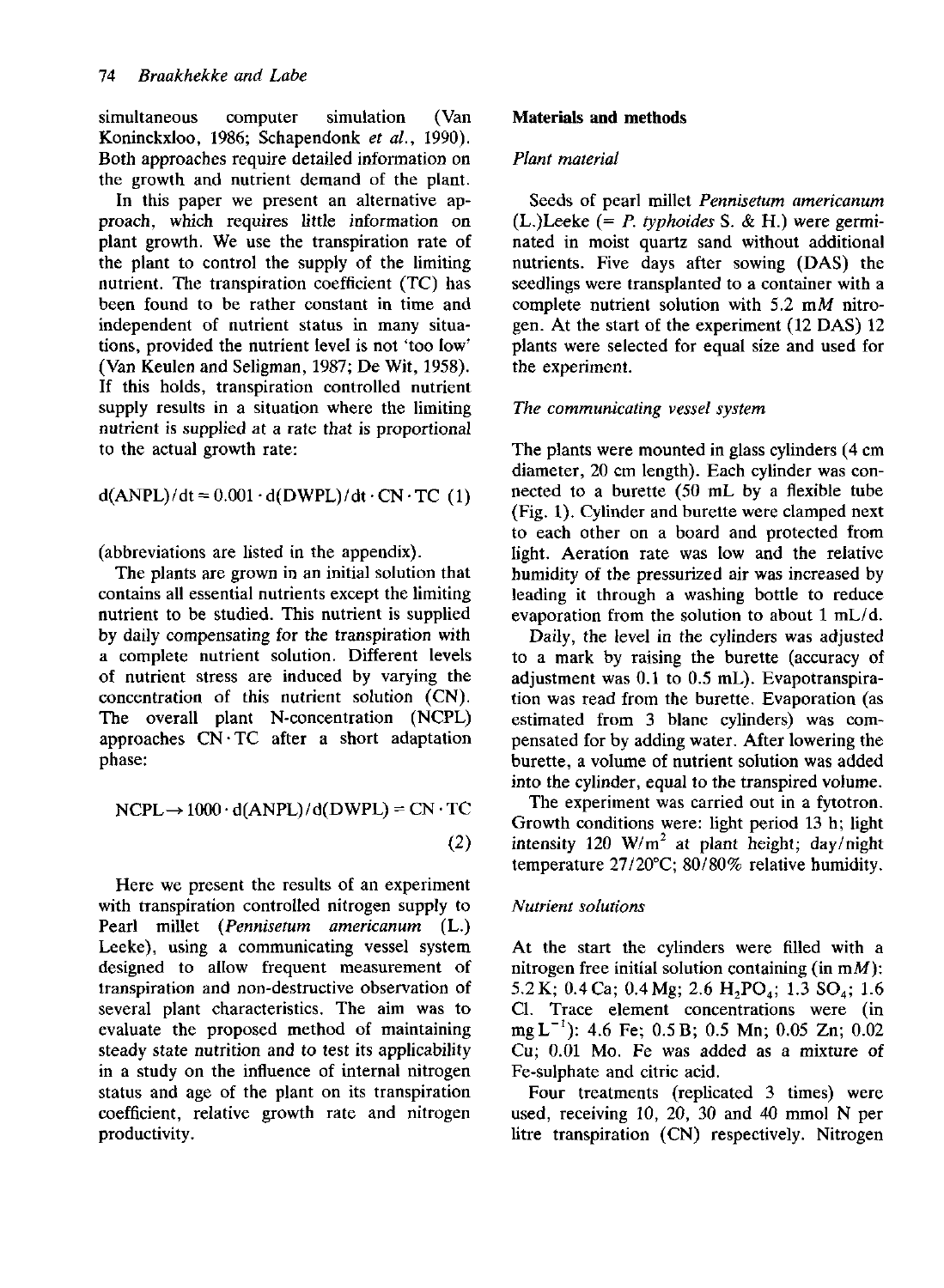simultaneous computer simulation (Van Koninckxloo, 1986; Schapendonk *et al.*, 1990). Both approaches require detailed information on the growth and nutrient demand of the plant.

In this paper we present an alternative approach, which requires little information on plant growth. We use the transpiration rate of the plant to control the supply of the limiting nutrient. The transpiration coefficient (TC) has been found to be rather constant in time and independent of nutrient status in many situations, provided the nutrient level is not 'too low' (Van Keulen and Seligman, 1987; De Wit, 1958). If this holds, transpiration controlled nutrient supply results in a situation where the limiting nutrient is supplied at a rate that is proportional to the actual growth rate:

$$\mathrm{d(ANPL)/dt} = 0.001 \cdot \mathrm{d(DWPL)/dt} \cdot \mathrm{CN} \cdot \mathrm{TC} \quad (1)$$

(abbreviations are listed in the appendix).

The plants are grown in an initial solution that contains all essential nutrients except the limiting nutrient to be studied. This nutrient is supplied by daily compensating for the transpiration with a complete nutrient solution. Different levels of nutrient stress are induced by varying the concentration of this nutrient solution (CN). The overall plant N-concentration (NCPL) approaches CN·TC after a short adaptation phase:

$$\mathrm{NCPL} \rightarrow 1000 \cdot \mathrm{d(ANPL)/d(DWPL)} = \mathrm{CN} \cdot \mathrm{TC} \quad (2)$$

Here we present the results of an experiment with transpiration controlled nitrogen supply to Pearl millet (*Pennisetum americanum* (L.) Leeke), using a communicating vessel system designed to allow frequent measurement of transpiration and non-destructive observation of several plant characteristics. The aim was to evaluate the proposed method of maintaining steady state nutrition and to test its applicability in a study on the influence of internal nitrogen status and age of the plant on its transpiration coefficient, relative growth rate and nitrogen productivity.

## Materials and methods

### Plant material

Seeds of pearl millet *Pennisetum americanum* (L.)Leeke (= *P. typhoides* S. & H.) were germinated in moist quartz sand without additional nutrients. Five days after sowing (DAS) the seedlings were transplanted to a container with a complete nutrient solution with 5.2 m*M* nitrogen. At the start of the experiment (12 DAS) 12 plants were selected for equal size and used for the experiment.

### The communicating vessel system

The plants were mounted in glass cylinders (4 cm diameter, 20 cm length). Each cylinder was connected to a burette (50 mL by a flexible tube (Fig. 1). Cylinder and burette were clamped next to each other on a board and protected from light. Aeration rate was low and the relative humidity of the pressurized air was increased by leading it through a washing bottle to reduce evaporation from the solution to about 1 mL/d.

Daily, the level in the cylinders was adjusted to a mark by raising the burette (accuracy of adjustment was 0.1 to 0.5 mL). Evapotranspiration was read from the burette. Evaporation (as estimated from 3 blanc cylinders) was compensated for by adding water. After lowering the burette, a volume of nutrient solution was added into the cylinder, equal to the transpired volume.

The experiment was carried out in a fytotron. Growth conditions were: light period 13 h; light intensity 120 $W/m^2$ at plant height; day/night temperature 27/20°C; 80/80% relative humidity.

### Nutrient solutions

At the start the cylinders were filled with a nitrogen free initial solution containing (in m*M*): 5.2 K; 0.4 Ca; 0.4 Mg; 2.6 $H_2PO_4$; 1.3 $SO_4$; 1.6 Cl. Trace element concentrations were (in $mg\,L^{-1}$): 4.6 Fe; 0.5 B; 0.5 Mn; 0.05 Zn; 0.02 Cu; 0.01 Mo. Fe was added as a mixture of Fe-sulphate and citric acid.

Four treatments (replicated 3 times) were used, receiving 10, 20, 30 and 40 mmol N per litre transpiration (CN) respectively. Nitrogen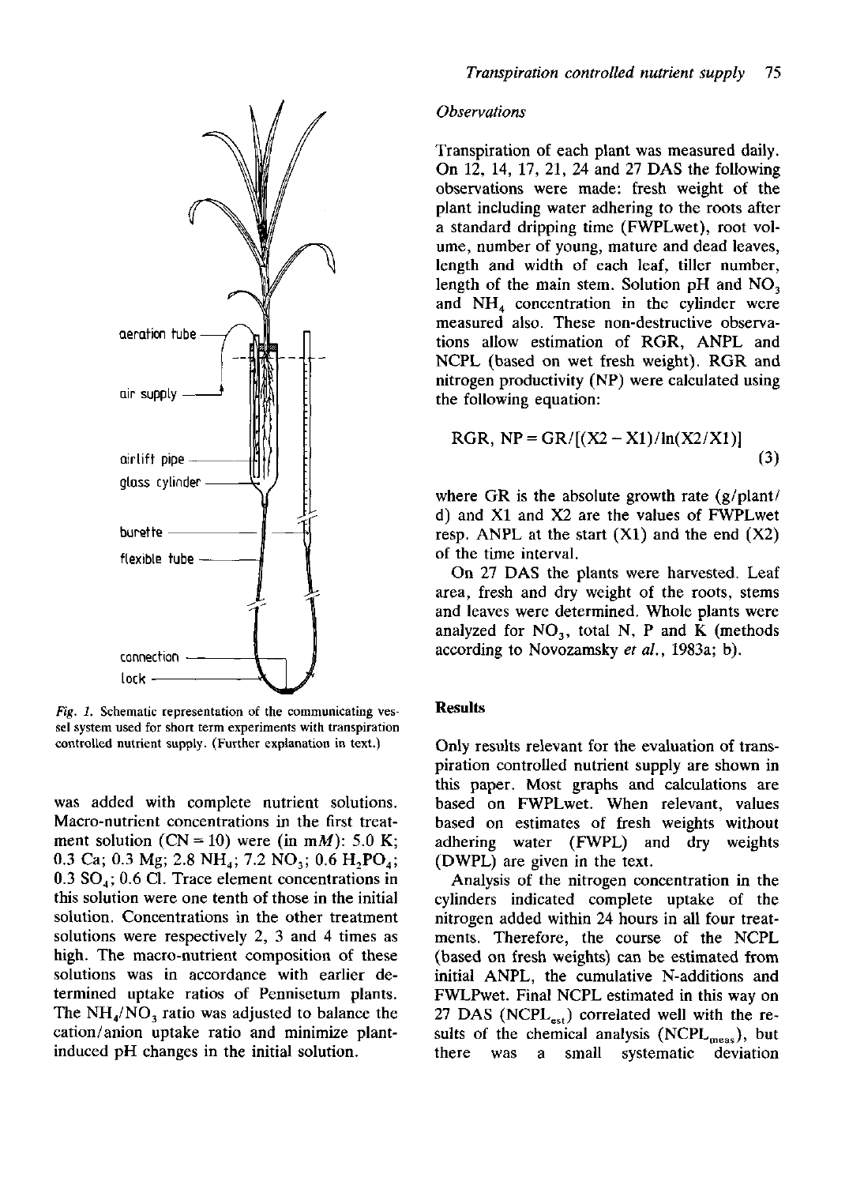Fig. 1. Schematic representation of the communicating vessel system used for short term experiments with transpiration controlled nutrient supply. (Further explanation in text.)

was added with complete nutrient solutions. Macro-nutrient concentrations in the first treatment solution (CN = 10) were (in m*M*): 5.0 K; 0.3 Ca; 0.3 Mg; 2.8 $NH_4$; 7.2 $NO_3$; 0.6 $H_2PO_4$; 0.3 $SO_4$; 0.6 Cl. Trace element concentrations in this solution were one tenth of those in the initial solution. Concentrations in the other treatment solutions were respectively 2, 3 and 4 times as high. The macro-nutrient composition of these solutions was in accordance with earlier determined uptake ratios of Pennisetum plants. The $NH_4/NO_3$ ratio was adjusted to balance the cation/anion uptake ratio and minimize plant-induced pH changes in the initial solution.

*Observations*

Transpiration of each plant was measured daily. On 12, 14, 17, 21, 24 and 27 DAS the following observations were made: fresh weight of the plant including water adhering to the roots after a standard dripping time (FWPLwet), root volume, number of young, mature and dead leaves, length and width of each leaf, tiller number, length of the main stem. Solution pH and $NO_3$ and $NH_4$ concentration in the cylinder were measured also. These non-destructive observations allow estimation of RGR, ANPL and NCPL (based on wet fresh weight). RGR and nitrogen productivity (NP) were calculated using the following equation:

$$\text{RGR, NP} = \text{GR}/[(\text{X2} - \text{X1})/\ln(\text{X2}/\text{X1})] \tag{3}$$

where GR is the absolute growth rate (g/plant/d) and X1 and X2 are the values of FWPLwet resp. ANPL at the start (X1) and the end (X2) of the time interval.

On 27 DAS the plants were harvested. Leaf area, fresh and dry weight of the roots, stems and leaves were determined. Whole plants were analyzed for $NO_3$, total N, P and K (methods according to Novozamsky *et al.*, 1983a; b).

## Results

Only results relevant for the evaluation of transpiration controlled nutrient supply are shown in this paper. Most graphs and calculations are based on FWPLwet. When relevant, values based on estimates of fresh weights without adhering water (FWPL) and dry weights (DWPL) are given in the text.

Analysis of the nitrogen concentration in the cylinders indicated complete uptake of the nitrogen added within 24 hours in all four treatments. Therefore, the course of the NCPL (based on fresh weights) can be estimated from initial ANPL, the cumulative N-additions and FWLPwet. Final NCPL estimated in this way on 27 DAS ($NCPL_{est}$) correlated well with the results of the chemical analysis ($NCPL_{meas}$), but there was a small systematic deviation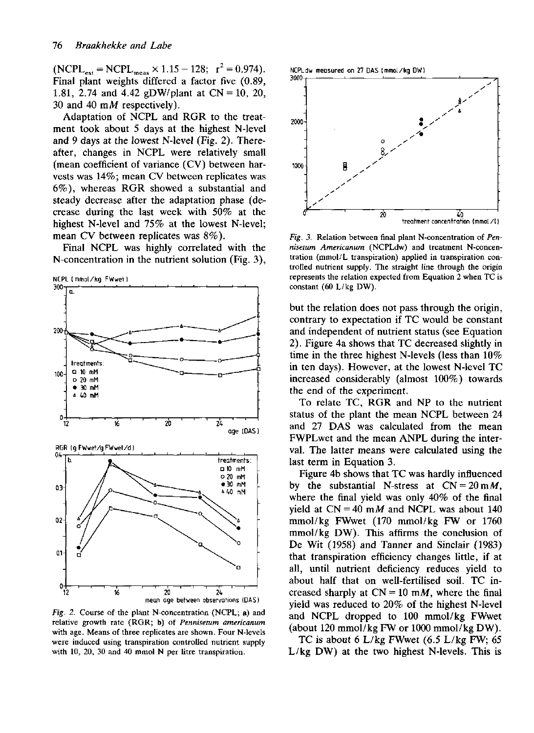($NCPL_{est} = NCPL_{meas} \times 1.15 - 128$; $r^2 = 0.974$). Final plant weights differed a factor five (0.89, 1.81, 2.74 and 4.42 gDW/plant at CN = 10, 20, 30 and 40 m*M* respectively).

Adaptation of NCPL and RGR to the treatment took about 5 days at the highest N-level and 9 days at the lowest N-level (Fig. 2). Thereafter, changes in NCPL were relatively small (mean coefficient of variance (CV) between harvests was 14%; mean CV between replicates was 6%), whereas RGR showed a substantial and steady decrease after the adaptation phase (decrease during the last week with 50% at the highest N-level and 75% at the lowest N-level; mean CV between replicates was 8%).

Final NCPL was highly correlated with the N-concentration in the nutrient solution (Fig. 3),

*Fig. 2.* Course of the plant N-concentration (NCPL; a) and relative growth rate (RGR; b) of *Pennisetum americanum* with age. Means of three replicates are shown. Four N-levels were induced using transpiration controlled nutrient supply with 10, 20, 30 and 40 mmol N per litre transpiration.

*Fig. 3.* Relation between final plant N-concentration of *Pennisetum Americanum* (NCPLdw) and treatment N-concentration (mmol/L transpiration) applied in transpiration controlled nutrient supply. The straight line through the origin represents the relation expected from Equation 2 when TC is constant (60 L/kg DW).

but the relation does not pass through the origin, contrary to expectation if TC would be constant and independent of nutrient status (see Equation 2). Figure 4a shows that TC decreased slightly in time in the three highest N-levels (less than 10% in ten days). However, at the lowest N-level TC increased considerably (almost 100%) towards the end of the experiment.

To relate TC, RGR and NP to the nutrient status of the plant the mean NCPL between 24 and 27 DAS was calculated from the mean FWPLwet and the mean ANPL during the interval. The latter means were calculated using the last term in Equation 3.

Figure 4b shows that TC was hardly influenced by the substantial N-stress at CN = 20 m*M*, where the final yield was only 40% of the final yield at CN = 40 m*M* and NCPL was about 140 mmol/kg FWwet (170 mmol/kg FW or 1760 mmol/kg DW). This affirms the conclusion of De Wit (1958) and Tanner and Sinclair (1983) that transpiration efficiency changes little, if at all, until nutrient deficiency reduces yield to about half that on well-fertilised soil. TC increased sharply at CN = 10 m*M*, where the final yield was reduced to 20% of the highest N-level and NCPL dropped to 100 mmol/kg FWwet (about 120 mmol/kg FW or 1000 mmol/kg DW).

TC is about 6 L/kg FWwet (6.5 L/kg FW; 65 L/kg DW) at the two highest N-levels. This is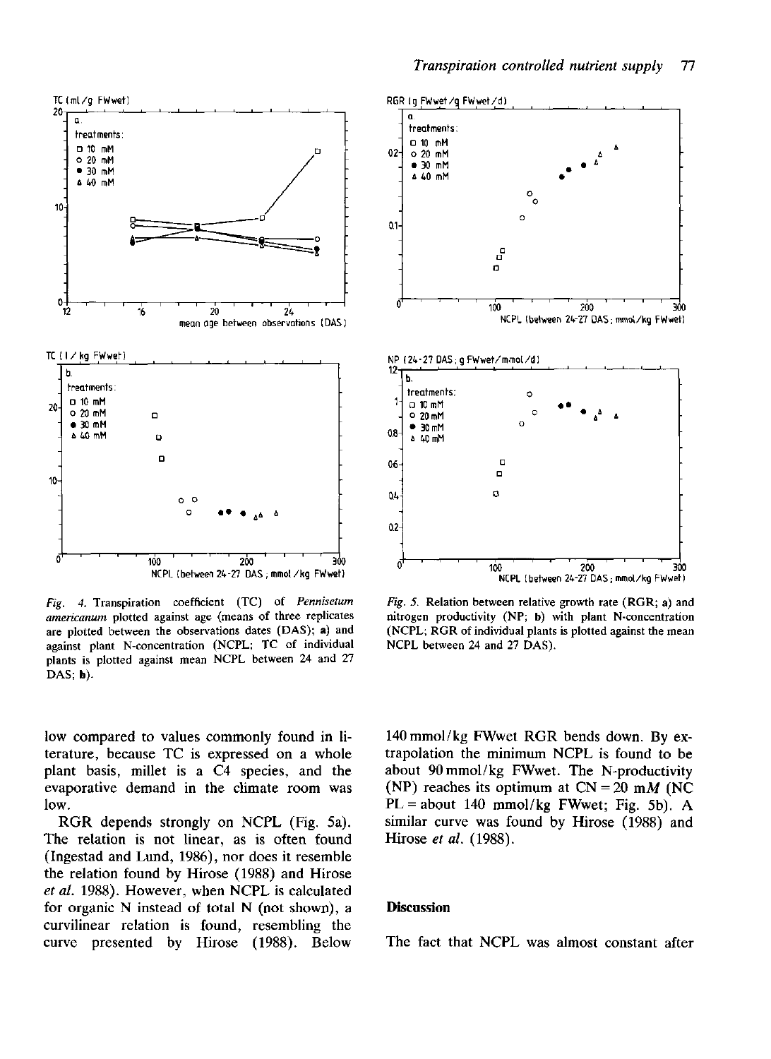*Fig. 4.* Transpiration coefficient (TC) of *Pennisetum americanum* plotted against age (means of three replicates are plotted between the observations dates (DAS); **a**) and against plant N-concentration (NCPL; TC of individual plants is plotted against mean NCPL between 24 and 27 DAS; **b**).

*Fig. 5.* Relation between relative growth rate (RGR; **a**) and nitrogen productivity (NP; **b**) with plant N-concentration (NCPL; RGR of individual plants is plotted against the mean NCPL between 24 and 27 DAS).

low compared to values commonly found in literature, because TC is expressed on a whole plant basis, millet is a C4 species, and the evaporative demand in the climate room was low.

RGR depends strongly on NCPL (Fig. 5a). The relation is not linear, as is often found (Ingestad and Lund, 1986), nor does it resemble the relation found by Hirose (1988) and Hirose *et al.* 1988). However, when NCPL is calculated for organic N instead of total N (not shown), a curvilinear relation is found, resembling the curve presented by Hirose (1988). Below 140 mmol/kg FWwet RGR bends down. By extrapolation the minimum NCPL is found to be about 90 mmol/kg FWwet. The N-productivity (NP) reaches its optimum at CN = 20 m*M* (NC PL = about 140 mmol/kg FWwet; Fig. 5b). A similar curve was found by Hirose (1988) and Hirose *et al.* (1988).

## Discussion

The fact that NCPL was almost constant after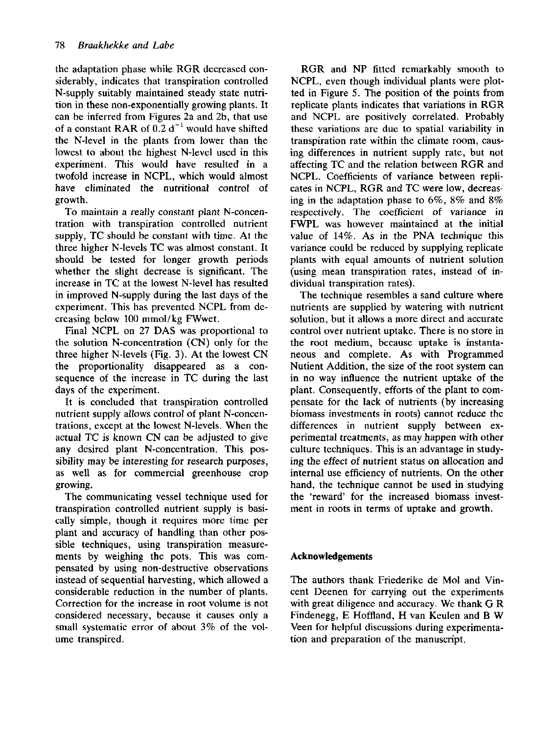the adaptation phase while RGR decreased considerably, indicates that transpiration controlled N-supply suitably maintained steady state nutrition in these non-exponentially growing plants. It can be inferred from Figures 2a and 2b, that use of a constant RAR of 0.2 $d^{-1}$ would have shifted the N-level in the plants from lower than the lowest to about the highest N-level used in this experiment. This would have resulted in a twofold increase in NCPL, which would almost have eliminated the nutritional control of growth.

To maintain a really constant plant N-concentration with transpiration controlled nutrient supply, TC should be constant with time. At the three higher N-levels TC was almost constant. It should be tested for longer growth periods whether the slight decrease is significant. The increase in TC at the lowest N-level has resulted in improved N-supply during the last days of the experiment. This has prevented NCPL from decreasing below 100 mmol/kg FWwet.

Final NCPL on 27 DAS was proportional to the solution N-concentration (CN) only for the three higher N-levels (Fig. 3). At the lowest CN the proportionality disappeared as a consequence of the increase in TC during the last days of the experiment.

It is concluded that transpiration controlled nutrient supply allows control of plant N-concentrations, except at the lowest N-levels. When the actual TC is known CN can be adjusted to give any desired plant N-concentration. This possibility may be interesting for research purposes, as well as for commercial greenhouse crop growing.

The communicating vessel technique used for transpiration controlled nutrient supply is basically simple, though it requires more time per plant and accuracy of handling than other possible techniques, using transpiration measurements by weighing the pots. This was compensated by using non-destructive observations instead of sequential harvesting, which allowed a considerable reduction in the number of plants. Correction for the increase in root volume is not considered necessary, because it causes only a small systematic error of about 3% of the volume transpired.

RGR and NP fitted remarkably smooth to NCPL, even though individual plants were plotted in Figure 5. The position of the points from replicate plants indicates that variations in RGR and NCPL are positively correlated. Probably these variations are due to spatial variability in transpiration rate within the climate room, causing differences in nutrient supply rate, but not affecting TC and the relation between RGR and NCPL. Coefficients of variance between replicates in NCPL, RGR and TC were low, decreasing in the adaptation phase to 6%, 8% and 8% respectively. The coefficient of variance in FWPL was however maintained at the initial value of 14%. As in the PNA technique this variance could be reduced by supplying replicate plants with equal amounts of nutrient solution (using mean transpiration rates, instead of individual transpiration rates).

The technique resembles a sand culture where nutrients are supplied by watering with nutrient solution, but it allows a more direct and accurate control over nutrient uptake. There is no store in the root medium, because uptake is instantaneous and complete. As with Programmed Nutient Addition, the size of the root system can in no way influence the nutrient uptake of the plant. Consequently, efforts of the plant to compensate for the lack of nutrients (by increasing biomass investments in roots) cannot reduce the differences in nutrient supply between experimental treatments, as may happen with other culture techniques. This is an advantage in studying the effect of nutrient status on allocation and internal use efficiency of nutrients. On the other hand, the technique cannot be used in studying the 'reward' for the increased biomass investment in roots in terms of uptake and growth.

## Acknowledgements

The authors thank Friederike de Mol and Vincent Deenen for carrying out the experiments with great diligence and accuracy. We thank G R Findenegg, E Hoffland, H van Keulen and B W Veen for helpful discussions during experimentation and preparation of the manuscript.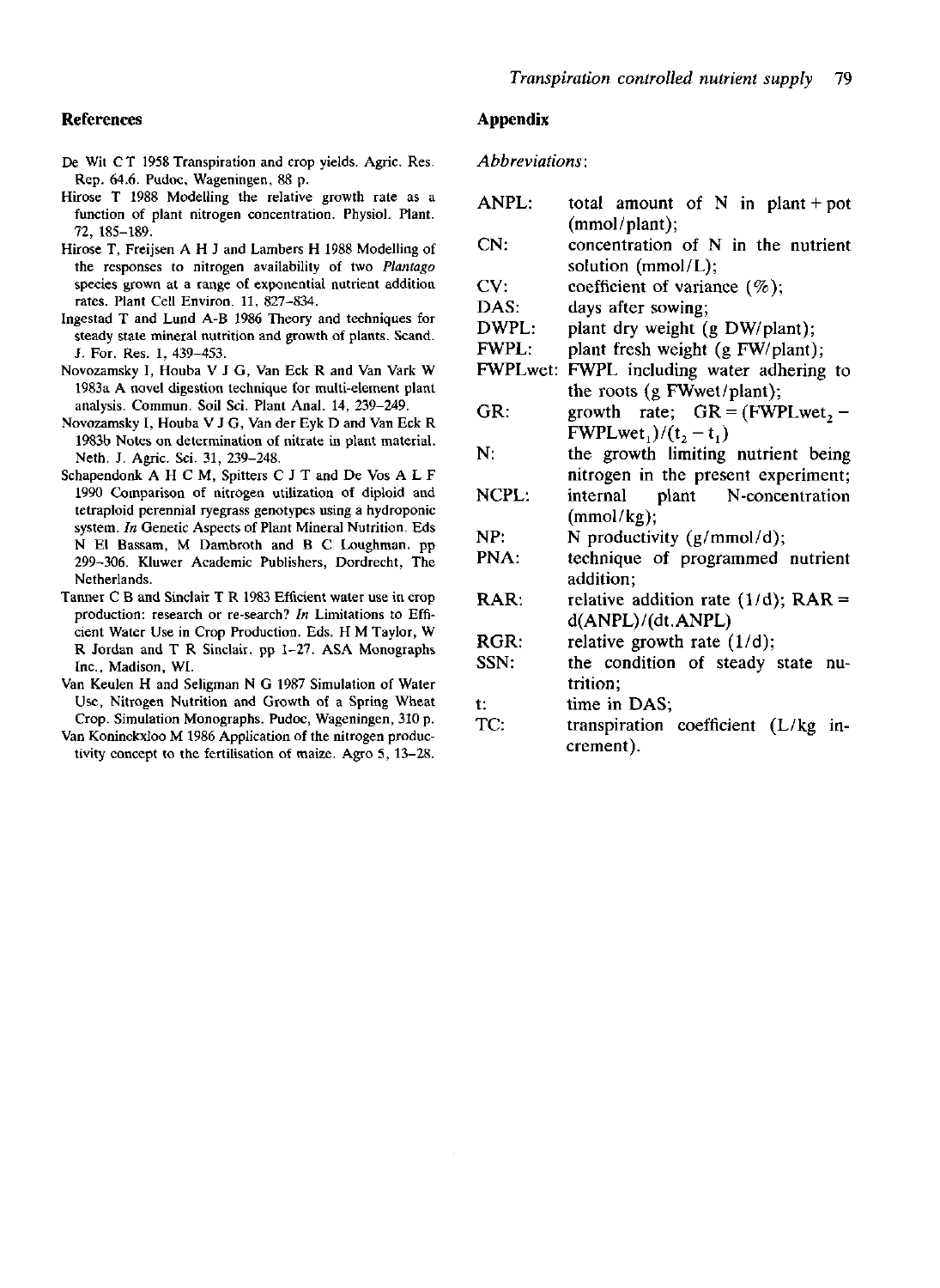## References

De Wit C T 1958 Transpiration and crop yields. Agric. Res. Rep. 64.6. Pudoc, Wageningen, 88 p.

Hirose T 1988 Modelling the relative growth rate as a function of plant nitrogen concentration. Physiol. Plant. 72, 185–189.

Hirose T, Freijsen A H J and Lambers H 1988 Modelling of the responses to nitrogen availability of two *Plantago* species grown at a range of exponential nutrient addition rates. Plant Cell Environ. 11, 827–834.

Ingestad T and Lund A-B 1986 Theory and techniques for steady state mineral nutrition and growth of plants. Scand. J. For. Res. 1, 439–453.

Novozamsky I, Houba V J G, Van Eck R and Van Vark W 1983a A novel digestion technique for multi-element plant analysis. Commun. Soil Sci. Plant Anal. 14, 239–249.

Novozamsky I, Houba V J G, Van der Eyk D and Van Eck R 1983b Notes on determination of nitrate in plant material. Neth. J. Agric. Sci. 31, 239–248.

Schapendonk A H C M, Spitters C J T and De Vos A L F 1990 Comparison of nitrogen utilization of diploid and tetraploid perennial ryegrass genotypes using a hydroponic system. *In* Genetic Aspects of Plant Mineral Nutrition. Eds N El Bassam, M Dambroth and B C Loughman. pp 299–306. Kluwer Academic Publishers, Dordrecht, The Netherlands.

Tanner C B and Sinclair T R 1983 Efficient water use in crop production: research or re-search? *In* Limitations to Efficient Water Use in Crop Production. Eds. H M Taylor, W R Jordan and T R Sinclair. pp 1–27. ASA Monographs Inc., Madison, WI.

Van Keulen H and Seligman N G 1987 Simulation of Water Use, Nitrogen Nutrition and Growth of a Spring Wheat Crop. Simulation Monographs. Pudoc, Wageningen, 310 p.

Van Koninckxloo M 1986 Application of the nitrogen productivity concept to the fertilisation of maize. Agro 5, 13–28.

## Appendix

*Abbreviations*:

| | |
|---|---|
| ANPL: | total amount of N in plant + pot (mmol/plant); |
| CN: | concentration of N in the nutrient solution (mmol/L); |
| CV: | coefficient of variance (%); |
| DAS: | days after sowing; |
| DWPL: | plant dry weight (g DW/plant); |
| FWPL: | plant fresh weight (g FW/plant); |
| FWPLwet: | FWPL including water adhering to the roots (g FWwet/plant); |
| GR: | growth rate; $GR = (FWPLwet_2 - FWPLwet_1)/(t_2 - t_1)$ |
| N: | the growth limiting nutrient being nitrogen in the present experiment; |
| NCPL: | internal plant N-concentration (mmol/kg); |
| NP: | N productivity (g/mmol/d); |
| PNA: | technique of programmed nutrient addition; |
| RAR: | relative addition rate (1/d); $RAR = d(ANPL)/(dt.ANPL)$ |
| RGR: | relative growth rate (1/d); |
| SSN: | the condition of steady state nutrition; |
| t: | time in DAS; |
| TC: | transpiration coefficient (L/kg increment). |